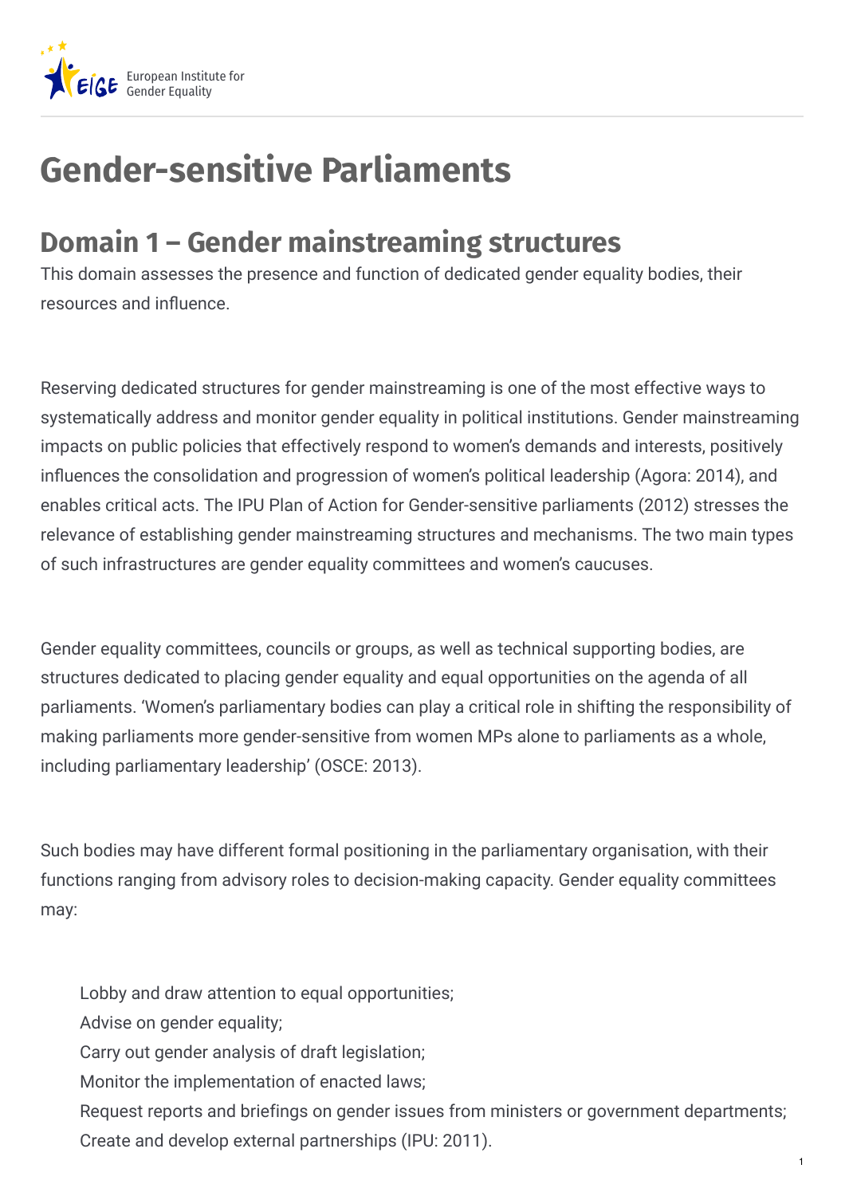# Gender-sensitive Parliaments

## Domain 1 – Gender mainstreaming structures

This domain assesses the presence and function of dedicated gender equality bodies, their resources and influence.

Reserving dedicated structures for gender mainstreaming is one of the most effective ways to systematically address and monitor gender equality in political institutions. Gender mainstreaming impacts on public policies that effectively respond to women's demands and interests, positively influences the consolidation and progression of women's political leadership (Agora: 2014), and enables critical acts. The IPU Plan of Action for Gender-sensitive parliaments (2012) stresses the relevance of establishing gender mainstreaming structures and mechanisms. The two main types of such infrastructures are gender equality committees and women's caucuses.

Gender equality committees, councils or groups, as well as technical supporting bodies, are structures dedicated to placing gender equality and equal opportunities on the agenda of all parliaments. 'Women's parliamentary bodies can play a critical role in shifting the responsibility of making parliaments more gender-sensitive from women MPs alone to parliaments as a whole, including parliamentary leadership' (OSCE: 2013).

Such bodies may have different formal positioning in the parliamentary organisation, with their functions ranging from advisory roles to decision-making capacity. Gender equality committees may:

- Lobby and draw attention to equal opportunities;
- Advise on gender equality;
- Carry out gender analysis of draft legislation;
- Monitor the implementation of enacted laws;
- Request reports and briefings on gender issues from ministers or government departments;
- Create and develop external partnerships (IPU: 2011).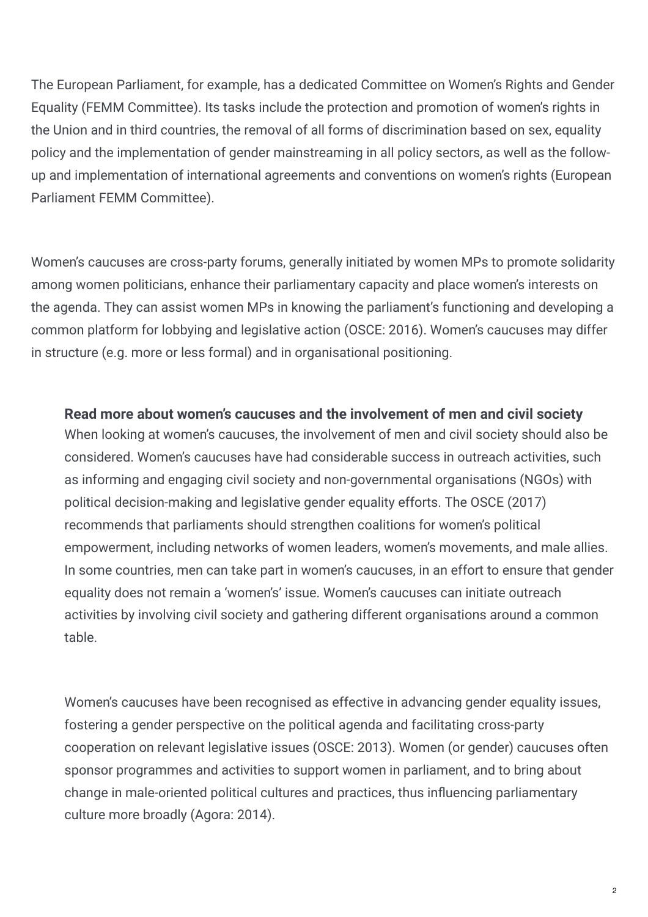The European Parliament, for example, has a dedicated Committee on Women's Rights and Gender Equality (FEMM Committee). Its tasks include the protection and promotion of women's rights in the Union and in third countries, the removal of all forms of discrimination based on sex, equality policy and the implementation of gender mainstreaming in all policy sectors, as well as the follow-up and implementation of international agreements and conventions on women's rights (European Parliament FEMM Committee).

Women's caucuses are cross-party forums, generally initiated by women MPs to promote solidarity among women politicians, enhance their parliamentary capacity and place women's interests on the agenda. They can assist women MPs in knowing the parliament's functioning and developing a common platform for lobbying and legislative action (OSCE: 2016). Women's caucuses may differ in structure (e.g. more or less formal) and in organisational positioning.

**Read more about women's caucuses and the involvement of men and civil society**

When looking at women's caucuses, the involvement of men and civil society should also be considered. Women's caucuses have had considerable success in outreach activities, such as informing and engaging civil society and non-governmental organisations (NGOs) with political decision-making and legislative gender equality efforts. The OSCE (2017) recommends that parliaments should strengthen coalitions for women's political empowerment, including networks of women leaders, women's movements, and male allies. In some countries, men can take part in women's caucuses, in an effort to ensure that gender equality does not remain a 'women's' issue. Women's caucuses can initiate outreach activities by involving civil society and gathering different organisations around a common table.

Women's caucuses have been recognised as effective in advancing gender equality issues, fostering a gender perspective on the political agenda and facilitating cross-party cooperation on relevant legislative issues (OSCE: 2013). Women (or gender) caucuses often sponsor programmes and activities to support women in parliament, and to bring about change in male-oriented political cultures and practices, thus influencing parliamentary culture more broadly (Agora: 2014).